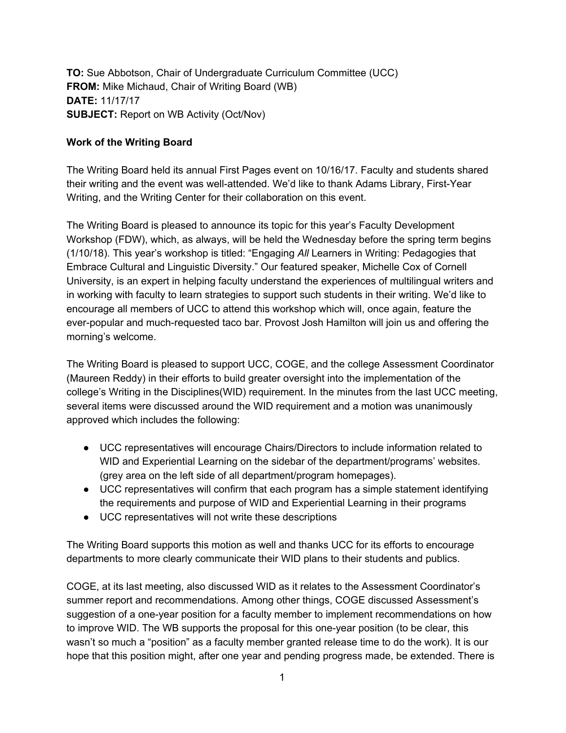**TO:** Sue Abbotson, Chair of Undergraduate Curriculum Committee (UCC)
**FROM:** Mike Michaud, Chair of Writing Board (WB)
**DATE:** 11/17/17
**SUBJECT:** Report on WB Activity (Oct/Nov)

**Work of the Writing Board**

The Writing Board held its annual First Pages event on 10/16/17. Faculty and students shared their writing and the event was well-attended. We'd like to thank Adams Library, First-Year Writing, and the Writing Center for their collaboration on this event.

The Writing Board is pleased to announce its topic for this year's Faculty Development Workshop (FDW), which, as always, will be held the Wednesday before the spring term begins (1/10/18). This year's workshop is titled: "Engaging *All* Learners in Writing: Pedagogies that Embrace Cultural and Linguistic Diversity." Our featured speaker, Michelle Cox of Cornell University, is an expert in helping faculty understand the experiences of multilingual writers and in working with faculty to learn strategies to support such students in their writing. We'd like to encourage all members of UCC to attend this workshop which will, once again, feature the ever-popular and much-requested taco bar. Provost Josh Hamilton will join us and offering the morning's welcome.

The Writing Board is pleased to support UCC, COGE, and the college Assessment Coordinator (Maureen Reddy) in their efforts to build greater oversight into the implementation of the college's Writing in the Disciplines(WID) requirement. In the minutes from the last UCC meeting, several items were discussed around the WID requirement and a motion was unanimously approved which includes the following:

- UCC representatives will encourage Chairs/Directors to include information related to WID and Experiential Learning on the sidebar of the department/programs' websites. (grey area on the left side of all department/program homepages).
- UCC representatives will confirm that each program has a simple statement identifying the requirements and purpose of WID and Experiential Learning in their programs
- UCC representatives will not write these descriptions

The Writing Board supports this motion as well and thanks UCC for its efforts to encourage departments to more clearly communicate their WID plans to their students and publics.

COGE, at its last meeting, also discussed WID as it relates to the Assessment Coordinator's summer report and recommendations. Among other things, COGE discussed Assessment's suggestion of a one-year position for a faculty member to implement recommendations on how to improve WID. The WB supports the proposal for this one-year position (to be clear, this wasn't so much a "position" as a faculty member granted release time to do the work). It is our hope that this position might, after one year and pending progress made, be extended. There is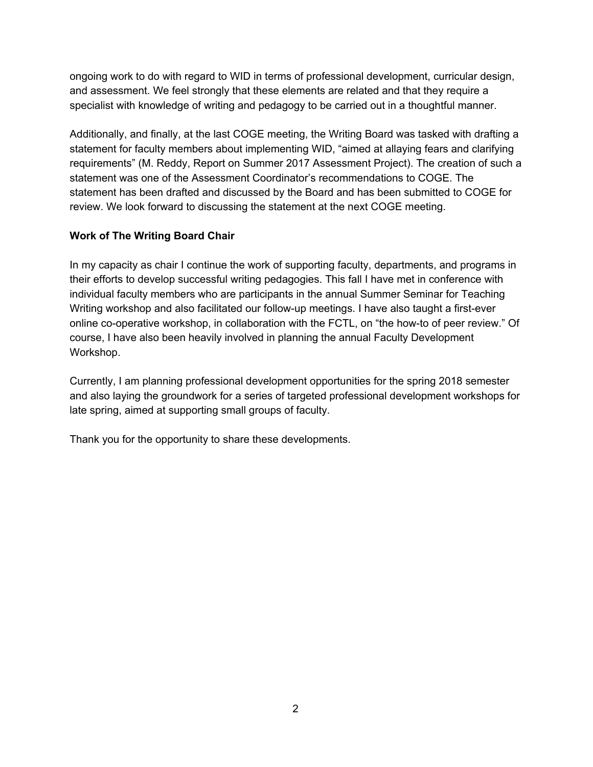ongoing work to do with regard to WID in terms of professional development, curricular design, and assessment. We feel strongly that these elements are related and that they require a specialist with knowledge of writing and pedagogy to be carried out in a thoughtful manner.

Additionally, and finally, at the last COGE meeting, the Writing Board was tasked with drafting a statement for faculty members about implementing WID, "aimed at allaying fears and clarifying requirements" (M. Reddy, Report on Summer 2017 Assessment Project). The creation of such a statement was one of the Assessment Coordinator's recommendations to COGE. The statement has been drafted and discussed by the Board and has been submitted to COGE for review. We look forward to discussing the statement at the next COGE meeting.

**Work of The Writing Board Chair**

In my capacity as chair I continue the work of supporting faculty, departments, and programs in their efforts to develop successful writing pedagogies. This fall I have met in conference with individual faculty members who are participants in the annual Summer Seminar for Teaching Writing workshop and also facilitated our follow-up meetings. I have also taught a first-ever online co-operative workshop, in collaboration with the FCTL, on "the how-to of peer review." Of course, I have also been heavily involved in planning the annual Faculty Development Workshop.

Currently, I am planning professional development opportunities for the spring 2018 semester and also laying the groundwork for a series of targeted professional development workshops for late spring, aimed at supporting small groups of faculty.

Thank you for the opportunity to share these developments.